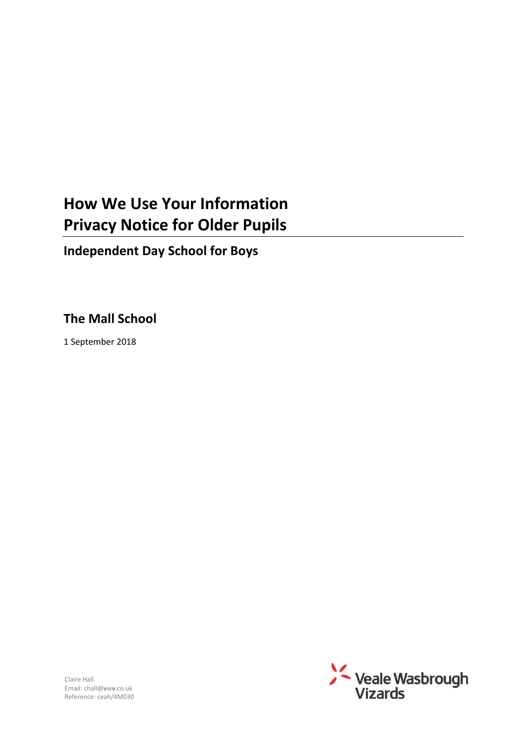# How We Use Your Information
# Privacy Notice for Older Pupils

## Independent Day School for Boys

## The Mall School

1 September 2018

Claire Hall
Email: chall@vwv.co.uk
Reference: ceah/4M030

Veale Wasbrough Vizards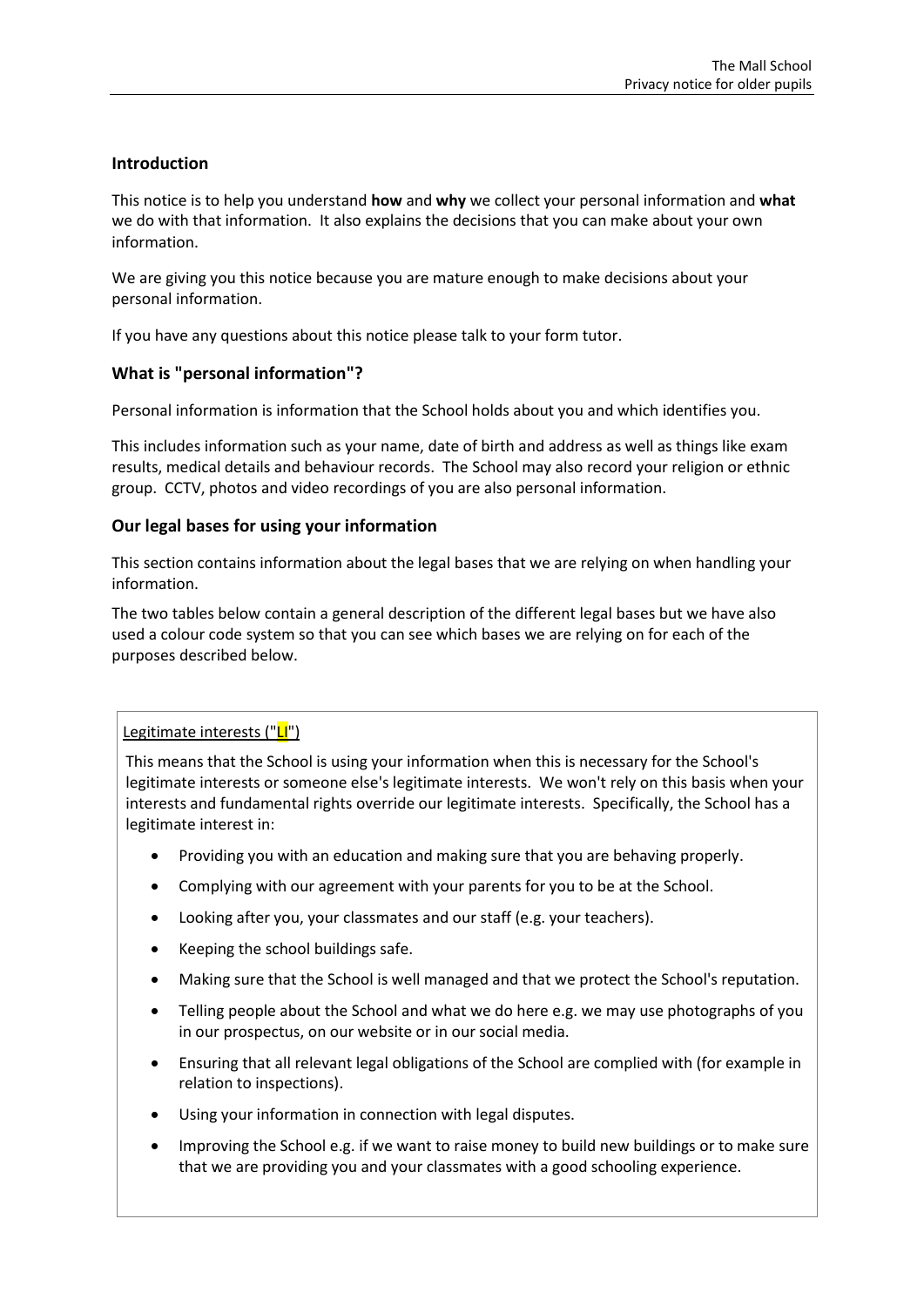## Introduction

This notice is to help you understand **how** and **why** we collect your personal information and **what** we do with that information. It also explains the decisions that you can make about your own information.

We are giving you this notice because you are mature enough to make decisions about your personal information.

If you have any questions about this notice please talk to your form tutor.

## What is "personal information"?

Personal information is information that the School holds about you and which identifies you.

This includes information such as your name, date of birth and address as well as things like exam results, medical details and behaviour records. The School may also record your religion or ethnic group. CCTV, photos and video recordings of you are also personal information.

## Our legal bases for using your information

This section contains information about the legal bases that we are relying on when handling your information.

The two tables below contain a general description of the different legal bases but we have also used a colour code system so that you can see which bases we are relying on for each of the purposes described below.

Legitimate interests ("LI")

This means that the School is using your information when this is necessary for the School's legitimate interests or someone else's legitimate interests. We won't rely on this basis when your interests and fundamental rights override our legitimate interests. Specifically, the School has a legitimate interest in:

- Providing you with an education and making sure that you are behaving properly.
- Complying with our agreement with your parents for you to be at the School.
- Looking after you, your classmates and our staff (e.g. your teachers).
- Keeping the school buildings safe.
- Making sure that the School is well managed and that we protect the School's reputation.
- Telling people about the School and what we do here e.g. we may use photographs of you in our prospectus, on our website or in our social media.
- Ensuring that all relevant legal obligations of the School are complied with (for example in relation to inspections).
- Using your information in connection with legal disputes.
- Improving the School e.g. if we want to raise money to build new buildings or to make sure that we are providing you and your classmates with a good schooling experience.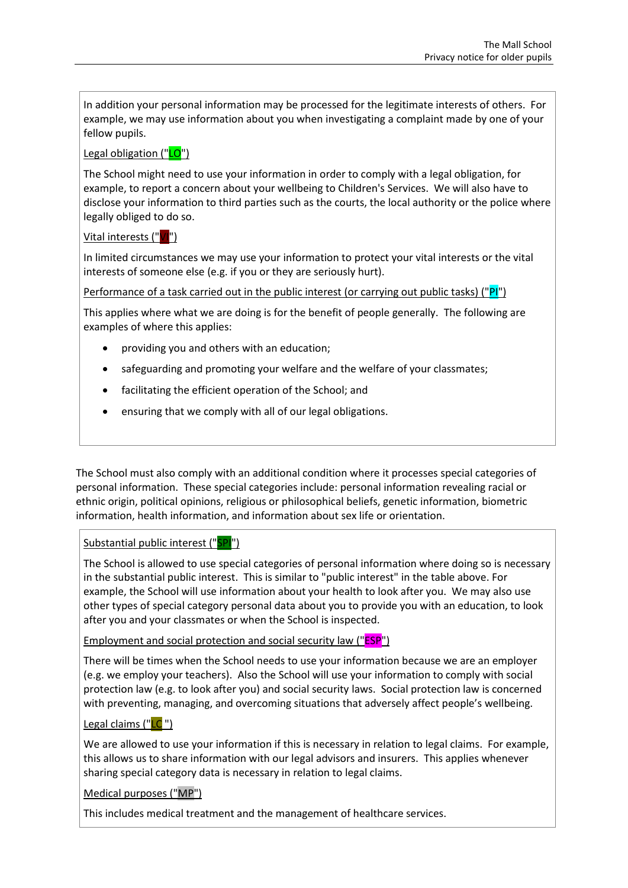In addition your personal information may be processed for the legitimate interests of others. For example, we may use information about you when investigating a complaint made by one of your fellow pupils.

Legal obligation ("LO")

The School might need to use your information in order to comply with a legal obligation, for example, to report a concern about your wellbeing to Children's Services. We will also have to disclose your information to third parties such as the courts, the local authority or the police where legally obliged to do so.

Vital interests ("VI")

In limited circumstances we may use your information to protect your vital interests or the vital interests of someone else (e.g. if you or they are seriously hurt).

Performance of a task carried out in the public interest (or carrying out public tasks) ("PI")

This applies where what we are doing is for the benefit of people generally. The following are examples of where this applies:

- providing you and others with an education;
- safeguarding and promoting your welfare and the welfare of your classmates;
- facilitating the efficient operation of the School; and
- ensuring that we comply with all of our legal obligations.

The School must also comply with an additional condition where it processes special categories of personal information. These special categories include: personal information revealing racial or ethnic origin, political opinions, religious or philosophical beliefs, genetic information, biometric information, health information, and information about sex life or orientation.

Substantial public interest ("SPI")

The School is allowed to use special categories of personal information where doing so is necessary in the substantial public interest. This is similar to "public interest" in the table above. For example, the School will use information about your health to look after you. We may also use other types of special category personal data about you to provide you with an education, to look after you and your classmates or when the School is inspected.

Employment and social protection and social security law ("ESP")

There will be times when the School needs to use your information because we are an employer (e.g. we employ your teachers). Also the School will use your information to comply with social protection law (e.g. to look after you) and social security laws. Social protection law is concerned with preventing, managing, and overcoming situations that adversely affect people's wellbeing.

Legal claims ("LC ")

We are allowed to use your information if this is necessary in relation to legal claims. For example, this allows us to share information with our legal advisors and insurers. This applies whenever sharing special category data is necessary in relation to legal claims.

Medical purposes ("MP")

This includes medical treatment and the management of healthcare services.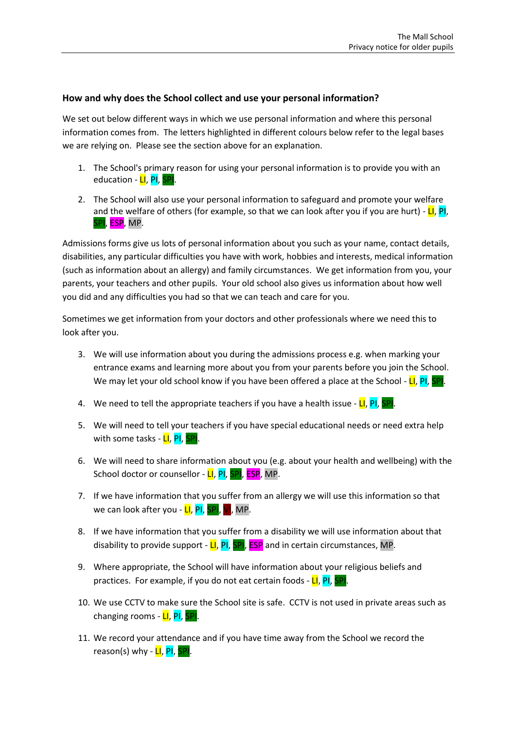### How and why does the School collect and use your personal information?

We set out below different ways in which we use personal information and where this personal information comes from. The letters highlighted in different colours below refer to the legal bases we are relying on. Please see the section above for an explanation.

1. The School's primary reason for using your personal information is to provide you with an education - LI, PI, SPI.

2. The School will also use your personal information to safeguard and promote your welfare and the welfare of others (for example, so that we can look after you if you are hurt) - LI, PI, SPI, ESP, MP.

Admissions forms give us lots of personal information about you such as your name, contact details, disabilities, any particular difficulties you have with work, hobbies and interests, medical information (such as information about an allergy) and family circumstances. We get information from you, your parents, your teachers and other pupils. Your old school also gives us information about how well you did and any difficulties you had so that we can teach and care for you.

Sometimes we get information from your doctors and other professionals where we need this to look after you.

3. We will use information about you during the admissions process e.g. when marking your entrance exams and learning more about you from your parents before you join the School. We may let your old school know if you have been offered a place at the School - LI, PI, SPI.

4. We need to tell the appropriate teachers if you have a health issue - LI, PI, SPI.

5. We will need to tell your teachers if you have special educational needs or need extra help with some tasks - LI, PI, SPI.

6. We will need to share information about you (e.g. about your health and wellbeing) with the School doctor or counsellor - LI, PI, SPI, ESP, MP.

7. If we have information that you suffer from an allergy we will use this information so that we can look after you - LI, PI, SPI, VI, MP.

8. If we have information that you suffer from a disability we will use information about that disability to provide support - LI, PI, SPI, ESP and in certain circumstances, MP.

9. Where appropriate, the School will have information about your religious beliefs and practices. For example, if you do not eat certain foods - LI, PI, SPI.

10. We use CCTV to make sure the School site is safe. CCTV is not used in private areas such as changing rooms - LI, PI, SPI.

11. We record your attendance and if you have time away from the School we record the reason(s) why - LI, PI, SPI.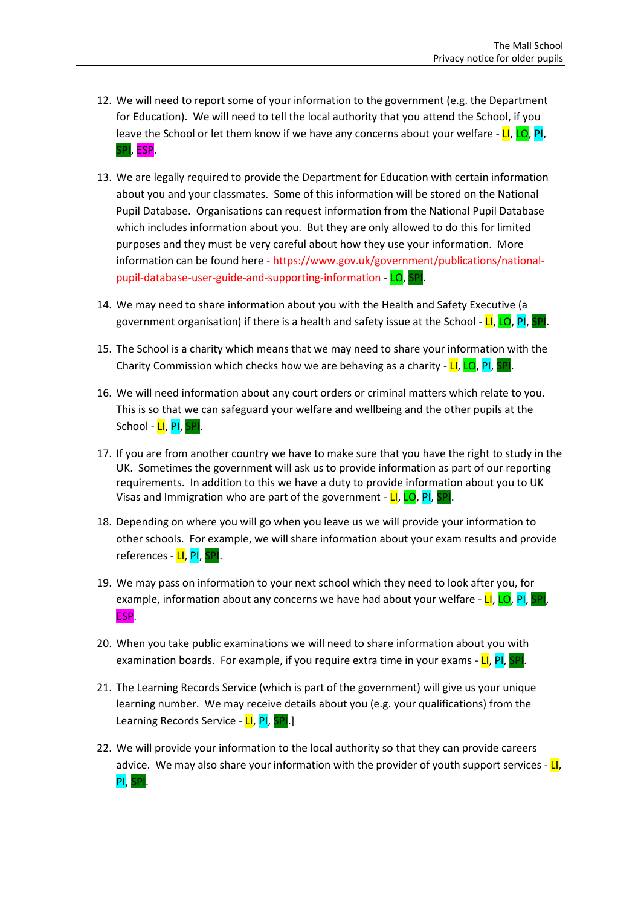12. We will need to report some of your information to the government (e.g. the Department for Education). We will need to tell the local authority that you attend the School, if you leave the School or let them know if we have any concerns about your welfare - LI, LO, PI, SPI, ESP.

13. We are legally required to provide the Department for Education with certain information about you and your classmates. Some of this information will be stored on the National Pupil Database. Organisations can request information from the National Pupil Database which includes information about you. But they are only allowed to do this for limited purposes and they must be very careful about how they use your information. More information can be found here - https://www.gov.uk/government/publications/national-pupil-database-user-guide-and-supporting-information - LO, SPI.

14. We may need to share information about you with the Health and Safety Executive (a government organisation) if there is a health and safety issue at the School - LI, LO, PI, SPI.

15. The School is a charity which means that we may need to share your information with the Charity Commission which checks how we are behaving as a charity - LI, LO, PI, SPI.

16. We will need information about any court orders or criminal matters which relate to you. This is so that we can safeguard your welfare and wellbeing and the other pupils at the School - LI, PI, SPI.

17. If you are from another country we have to make sure that you have the right to study in the UK. Sometimes the government will ask us to provide information as part of our reporting requirements. In addition to this we have a duty to provide information about you to UK Visas and Immigration who are part of the government - LI, LO, PI, SPI.

18. Depending on where you will go when you leave us we will provide your information to other schools. For example, we will share information about your exam results and provide references - LI, PI, SPI.

19. We may pass on information to your next school which they need to look after you, for example, information about any concerns we have had about your welfare - LI, LO, PI, SPI, ESP.

20. When you take public examinations we will need to share information about you with examination boards. For example, if you require extra time in your exams - LI, PI, SPI.

21. The Learning Records Service (which is part of the government) will give us your unique learning number. We may receive details about you (e.g. your qualifications) from the Learning Records Service - LI, PI, SPI.]

22. We will provide your information to the local authority so that they can provide careers advice. We may also share your information with the provider of youth support services - LI, PI, SPI.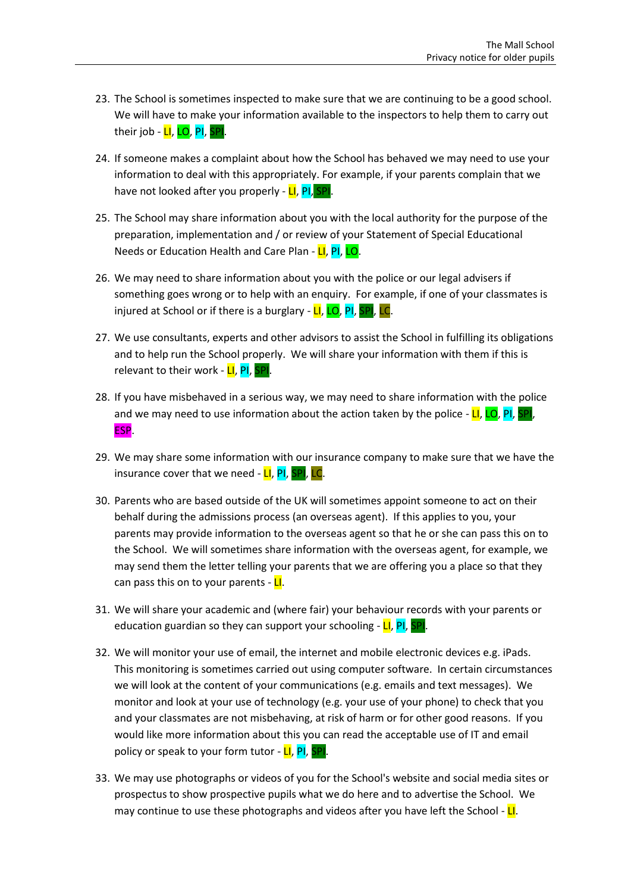23. The School is sometimes inspected to make sure that we are continuing to be a good school. We will have to make your information available to the inspectors to help them to carry out their job - LI, LO, PI, SPI.

24. If someone makes a complaint about how the School has behaved we may need to use your information to deal with this appropriately. For example, if your parents complain that we have not looked after you properly - LI, PI, SPI.

25. The School may share information about you with the local authority for the purpose of the preparation, implementation and / or review of your Statement of Special Educational Needs or Education Health and Care Plan - LI, PI, LO.

26. We may need to share information about you with the police or our legal advisers if something goes wrong or to help with an enquiry. For example, if one of your classmates is injured at School or if there is a burglary - LI, LO, PI, SPI, LC.

27. We use consultants, experts and other advisors to assist the School in fulfilling its obligations and to help run the School properly. We will share your information with them if this is relevant to their work - LI, PI, SPI.

28. If you have misbehaved in a serious way, we may need to share information with the police and we may need to use information about the action taken by the police - LI, LO, PI, SPI, ESP.

29. We may share some information with our insurance company to make sure that we have the insurance cover that we need - LI, PI, SPI, LC.

30. Parents who are based outside of the UK will sometimes appoint someone to act on their behalf during the admissions process (an overseas agent). If this applies to you, your parents may provide information to the overseas agent so that he or she can pass this on to the School. We will sometimes share information with the overseas agent, for example, we may send them the letter telling your parents that we are offering you a place so that they can pass this on to your parents - LI.

31. We will share your academic and (where fair) your behaviour records with your parents or education guardian so they can support your schooling - LI, PI, SPI.

32. We will monitor your use of email, the internet and mobile electronic devices e.g. iPads. This monitoring is sometimes carried out using computer software. In certain circumstances we will look at the content of your communications (e.g. emails and text messages). We monitor and look at your use of technology (e.g. your use of your phone) to check that you and your classmates are not misbehaving, at risk of harm or for other good reasons. If you would like more information about this you can read the acceptable use of IT and email policy or speak to your form tutor - LI, PI, SPI.

33. We may use photographs or videos of you for the School's website and social media sites or prospectus to show prospective pupils what we do here and to advertise the School. We may continue to use these photographs and videos after you have left the School - LI.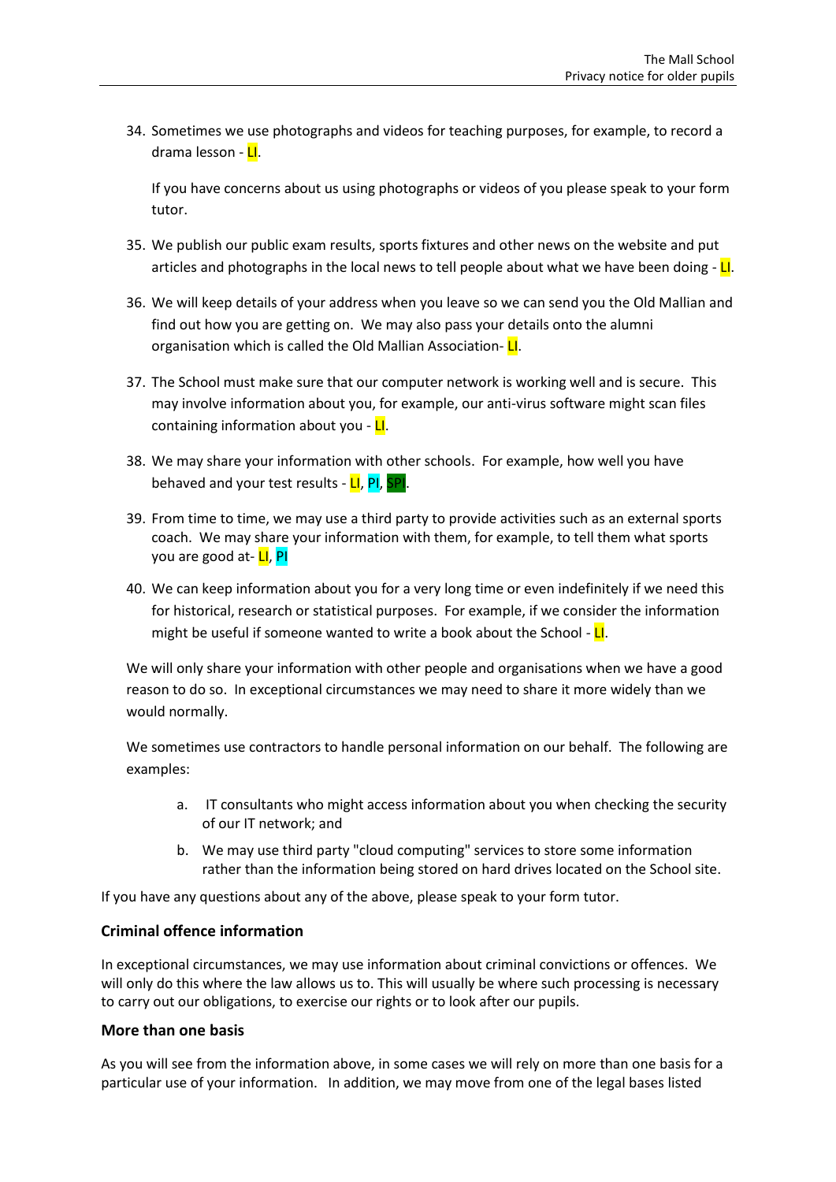34. Sometimes we use photographs and videos for teaching purposes, for example, to record a drama lesson - LI.

    If you have concerns about us using photographs or videos of you please speak to your form tutor.

35. We publish our public exam results, sports fixtures and other news on the website and put articles and photographs in the local news to tell people about what we have been doing - LI.

36. We will keep details of your address when you leave so we can send you the Old Mallian and find out how you are getting on. We may also pass your details onto the alumni organisation which is called the Old Mallian Association- LI.

37. The School must make sure that our computer network is working well and is secure. This may involve information about you, for example, our anti-virus software might scan files containing information about you - LI.

38. We may share your information with other schools. For example, how well you have behaved and your test results - LI, PI, SPI.

39. From time to time, we may use a third party to provide activities such as an external sports coach. We may share your information with them, for example, to tell them what sports you are good at- LI, PI

40. We can keep information about you for a very long time or even indefinitely if we need this for historical, research or statistical purposes. For example, if we consider the information might be useful if someone wanted to write a book about the School - LI.

We will only share your information with other people and organisations when we have a good reason to do so. In exceptional circumstances we may need to share it more widely than we would normally.

We sometimes use contractors to handle personal information on our behalf. The following are examples:

a. IT consultants who might access information about you when checking the security of our IT network; and

b. We may use third party "cloud computing" services to store some information rather than the information being stored on hard drives located on the School site.

If you have any questions about any of the above, please speak to your form tutor.

### Criminal offence information

In exceptional circumstances, we may use information about criminal convictions or offences. We will only do this where the law allows us to. This will usually be where such processing is necessary to carry out our obligations, to exercise our rights or to look after our pupils.

### More than one basis

As you will see from the information above, in some cases we will rely on more than one basis for a particular use of your information. In addition, we may move from one of the legal bases listed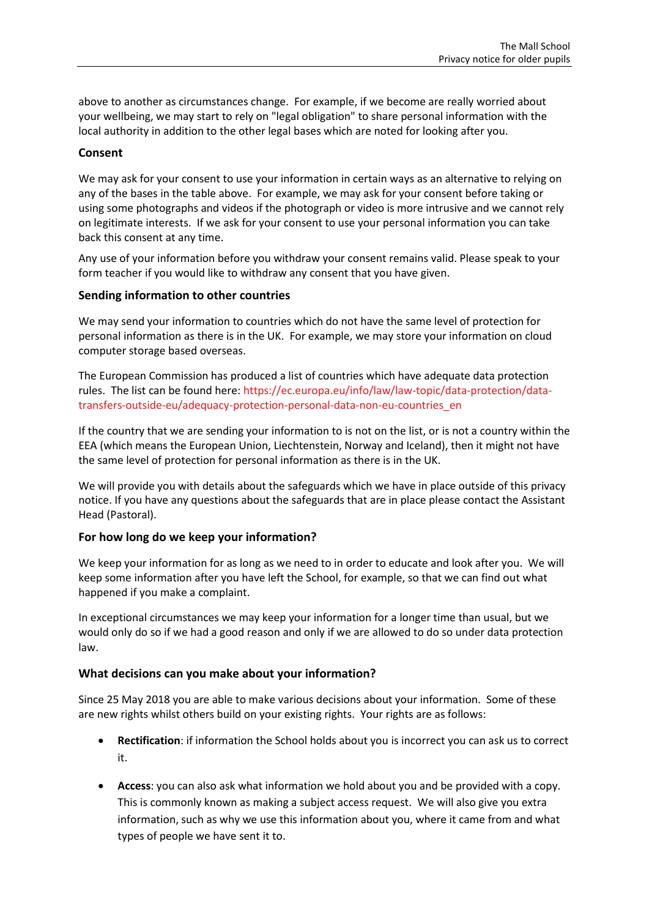above to another as circumstances change. For example, if we become are really worried about your wellbeing, we may start to rely on "legal obligation" to share personal information with the local authority in addition to the other legal bases which are noted for looking after you.

### Consent

We may ask for your consent to use your information in certain ways as an alternative to relying on any of the bases in the table above. For example, we may ask for your consent before taking or using some photographs and videos if the photograph or video is more intrusive and we cannot rely on legitimate interests. If we ask for your consent to use your personal information you can take back this consent at any time.

Any use of your information before you withdraw your consent remains valid. Please speak to your form teacher if you would like to withdraw any consent that you have given.

### Sending information to other countries

We may send your information to countries which do not have the same level of protection for personal information as there is in the UK. For example, we may store your information on cloud computer storage based overseas.

The European Commission has produced a list of countries which have adequate data protection rules. The list can be found here: https://ec.europa.eu/info/law/law-topic/data-protection/data-transfers-outside-eu/adequacy-protection-personal-data-non-eu-countries_en

If the country that we are sending your information to is not on the list, or is not a country within the EEA (which means the European Union, Liechtenstein, Norway and Iceland), then it might not have the same level of protection for personal information as there is in the UK.

We will provide you with details about the safeguards which we have in place outside of this privacy notice. If you have any questions about the safeguards that are in place please contact the Assistant Head (Pastoral).

### For how long do we keep your information?

We keep your information for as long as we need to in order to educate and look after you. We will keep some information after you have left the School, for example, so that we can find out what happened if you make a complaint.

In exceptional circumstances we may keep your information for a longer time than usual, but we would only do so if we had a good reason and only if we are allowed to do so under data protection law.

### What decisions can you make about your information?

Since 25 May 2018 you are able to make various decisions about your information. Some of these are new rights whilst others build on your existing rights. Your rights are as follows:

- **Rectification**: if information the School holds about you is incorrect you can ask us to correct it.
- **Access**: you can also ask what information we hold about you and be provided with a copy. This is commonly known as making a subject access request. We will also give you extra information, such as why we use this information about you, where it came from and what types of people we have sent it to.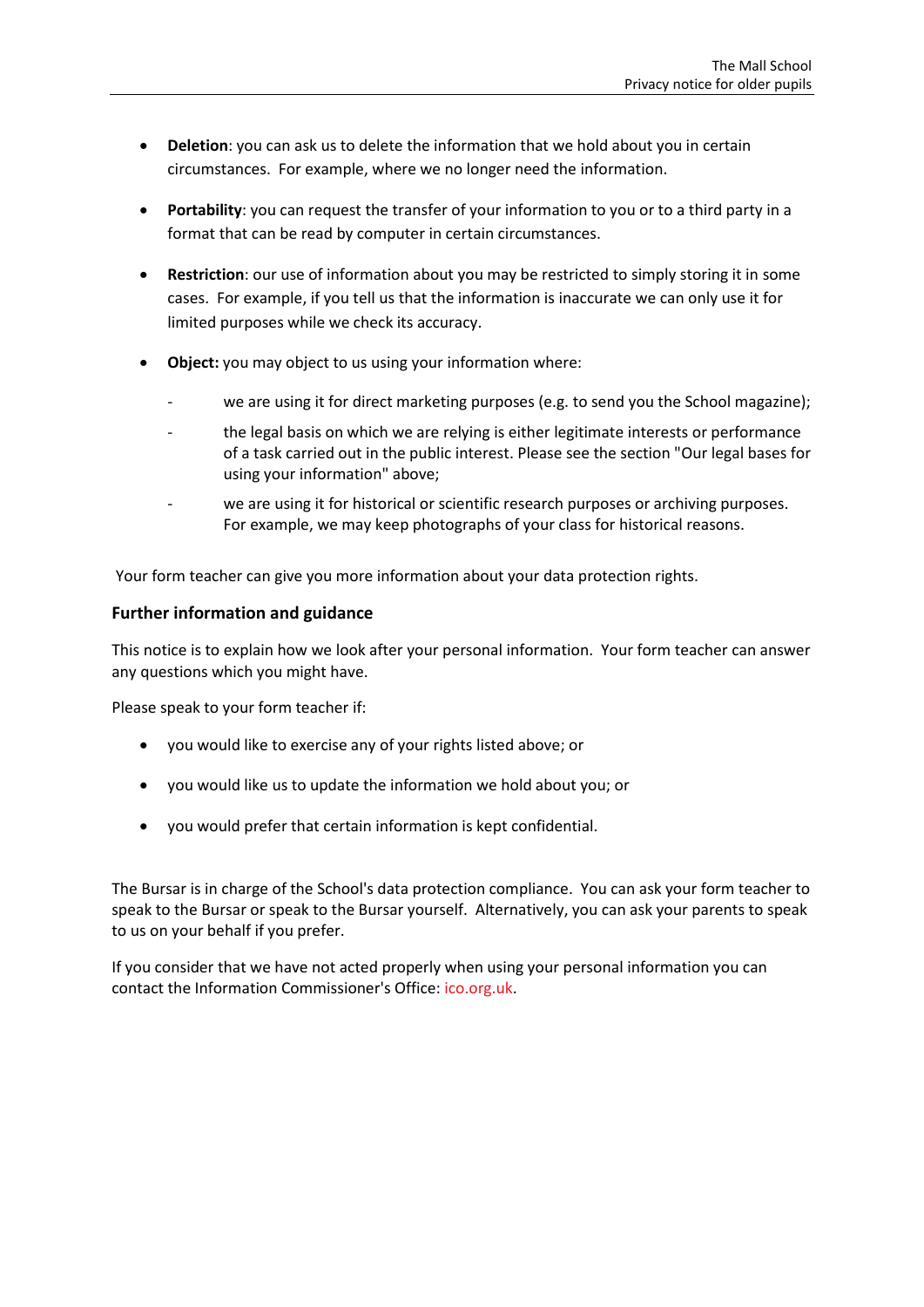- **Deletion**: you can ask us to delete the information that we hold about you in certain circumstances. For example, where we no longer need the information.
- **Portability**: you can request the transfer of your information to you or to a third party in a format that can be read by computer in certain circumstances.
- **Restriction**: our use of information about you may be restricted to simply storing it in some cases. For example, if you tell us that the information is inaccurate we can only use it for limited purposes while we check its accuracy.
- **Object:** you may object to us using your information where:
    - we are using it for direct marketing purposes (e.g. to send you the School magazine);
    - the legal basis on which we are relying is either legitimate interests or performance of a task carried out in the public interest. Please see the section "Our legal bases for using your information" above;
    - we are using it for historical or scientific research purposes or archiving purposes. For example, we may keep photographs of your class for historical reasons.

Your form teacher can give you more information about your data protection rights.

### Further information and guidance

This notice is to explain how we look after your personal information. Your form teacher can answer any questions which you might have.

Please speak to your form teacher if:

- you would like to exercise any of your rights listed above; or
- you would like us to update the information we hold about you; or
- you would prefer that certain information is kept confidential.

The Bursar is in charge of the School's data protection compliance. You can ask your form teacher to speak to the Bursar or speak to the Bursar yourself. Alternatively, you can ask your parents to speak to us on your behalf if you prefer.

If you consider that we have not acted properly when using your personal information you can contact the Information Commissioner's Office: ico.org.uk.